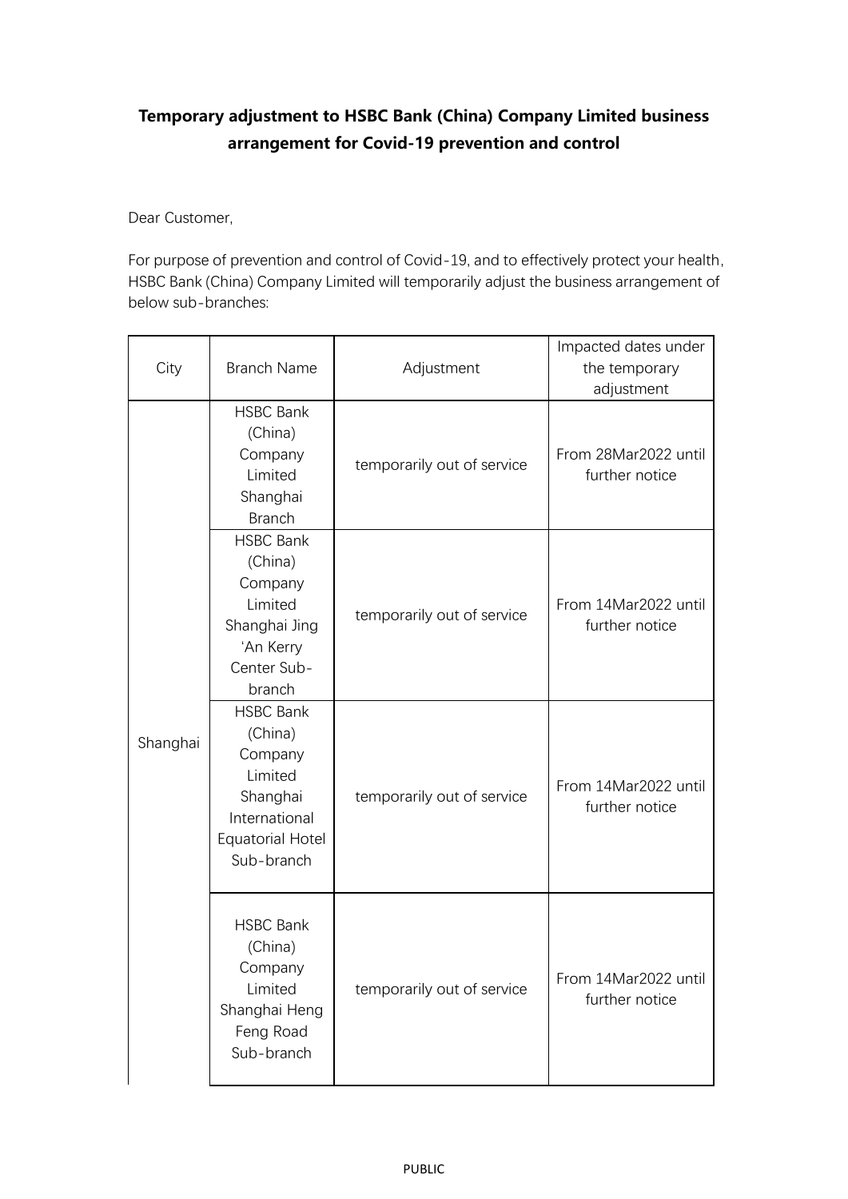**Temporary adjustment to HSBC Bank (China) Company Limited business arrangement for Covid-19 prevention and control**

Dear Customer,

For purpose of prevention and control of Covid-19, and to effectively protect your health, HSBC Bank (China) Company Limited will temporarily adjust the business arrangement of below sub-branches:

| City | Branch Name | Adjustment | Impacted dates under the temporary adjustment |
|---|---|---|---|
| Shanghai | HSBC Bank (China) Company Limited Shanghai Branch | temporarily out of service | From 28Mar2022 until further notice |
| | HSBC Bank (China) Company Limited Shanghai Jing 'An Kerry Center Sub-branch | temporarily out of service | From 14Mar2022 until further notice |
| | HSBC Bank (China) Company Limited Shanghai International Equatorial Hotel Sub-branch | temporarily out of service | From 14Mar2022 until further notice |
| | HSBC Bank (China) Company Limited Shanghai Heng Feng Road Sub-branch | temporarily out of service | From 14Mar2022 until further notice |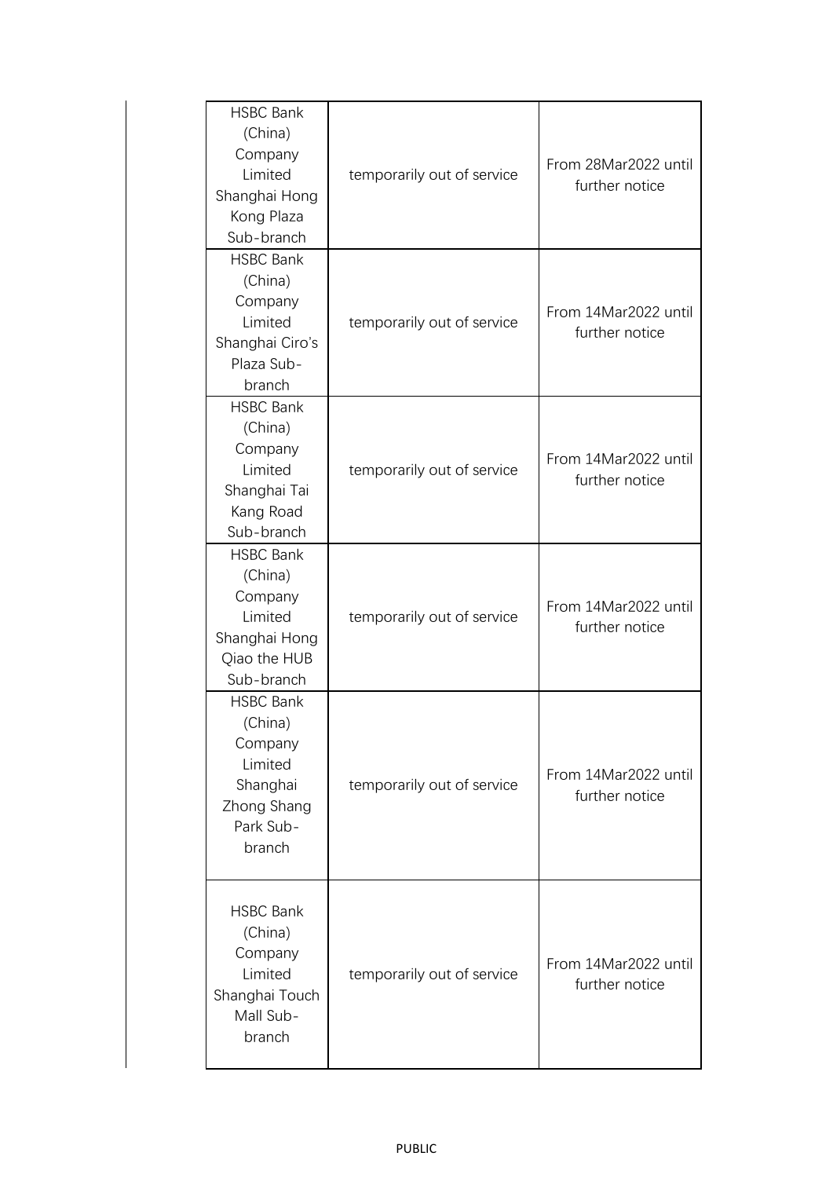| | | |
|---|---|---|
| HSBC Bank (China) Company Limited Shanghai Hong Kong Plaza Sub-branch | temporarily out of service | From 28Mar2022 until further notice |
| HSBC Bank (China) Company Limited Shanghai Ciro's Plaza Sub-branch | temporarily out of service | From 14Mar2022 until further notice |
| HSBC Bank (China) Company Limited Shanghai Tai Kang Road Sub-branch | temporarily out of service | From 14Mar2022 until further notice |
| HSBC Bank (China) Company Limited Shanghai Hong Qiao the HUB Sub-branch | temporarily out of service | From 14Mar2022 until further notice |
| HSBC Bank (China) Company Limited Shanghai Zhong Shang Park Sub-branch | temporarily out of service | From 14Mar2022 until further notice |
| HSBC Bank (China) Company Limited Shanghai Touch Mall Sub-branch | temporarily out of service | From 14Mar2022 until further notice |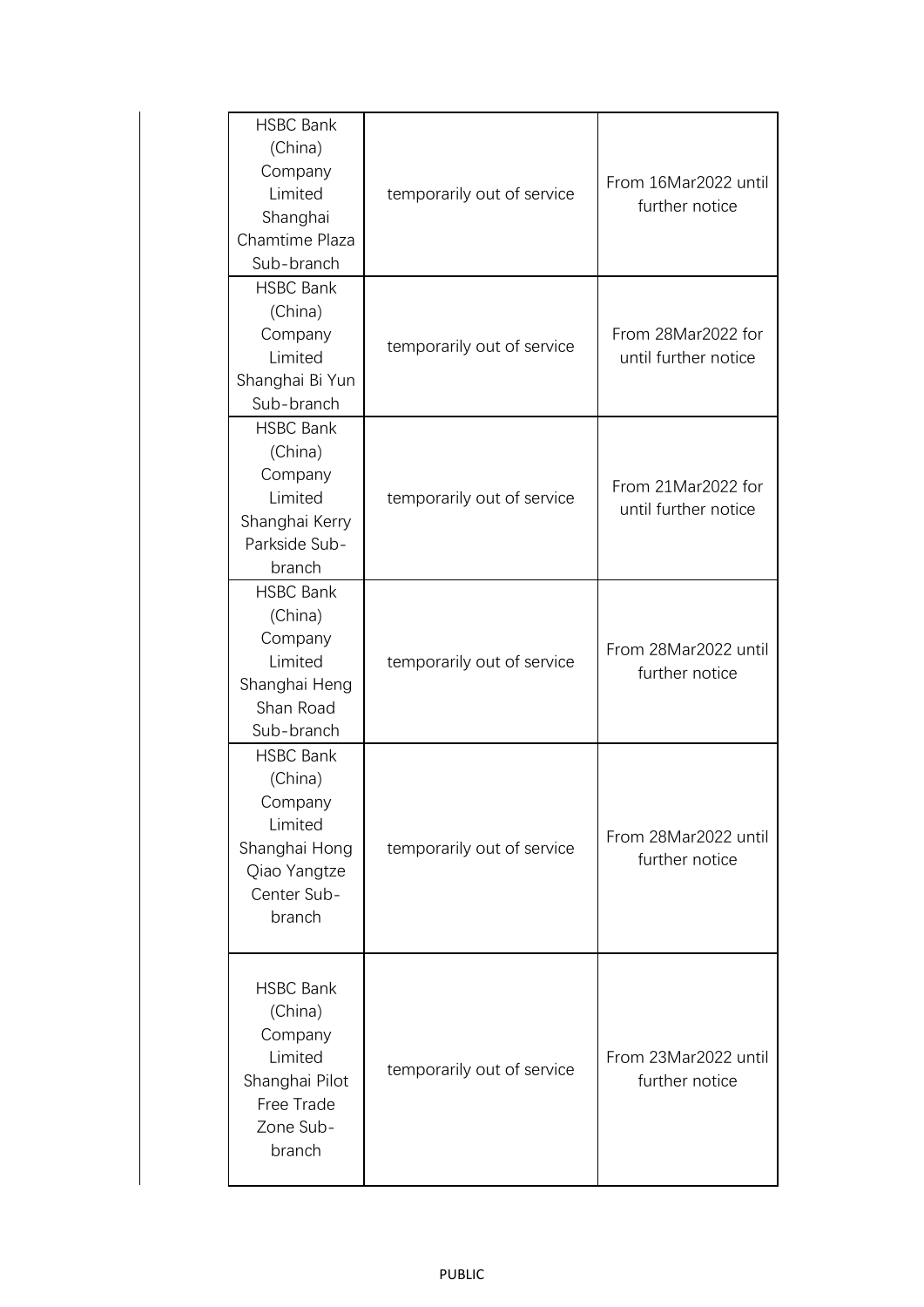| | | |
|---|---|---|
| HSBC Bank (China) Company Limited Shanghai Chamtime Plaza Sub-branch | temporarily out of service | From 16Mar2022 until further notice |
| HSBC Bank (China) Company Limited Shanghai Bi Yun Sub-branch | temporarily out of service | From 28Mar2022 for until further notice |
| HSBC Bank (China) Company Limited Shanghai Kerry Parkside Sub-branch | temporarily out of service | From 21Mar2022 for until further notice |
| HSBC Bank (China) Company Limited Shanghai Heng Shan Road Sub-branch | temporarily out of service | From 28Mar2022 until further notice |
| HSBC Bank (China) Company Limited Shanghai Hong Qiao Yangtze Center Sub-branch | temporarily out of service | From 28Mar2022 until further notice |
| HSBC Bank (China) Company Limited Shanghai Pilot Free Trade Zone Sub-branch | temporarily out of service | From 23Mar2022 until further notice |

PUBLIC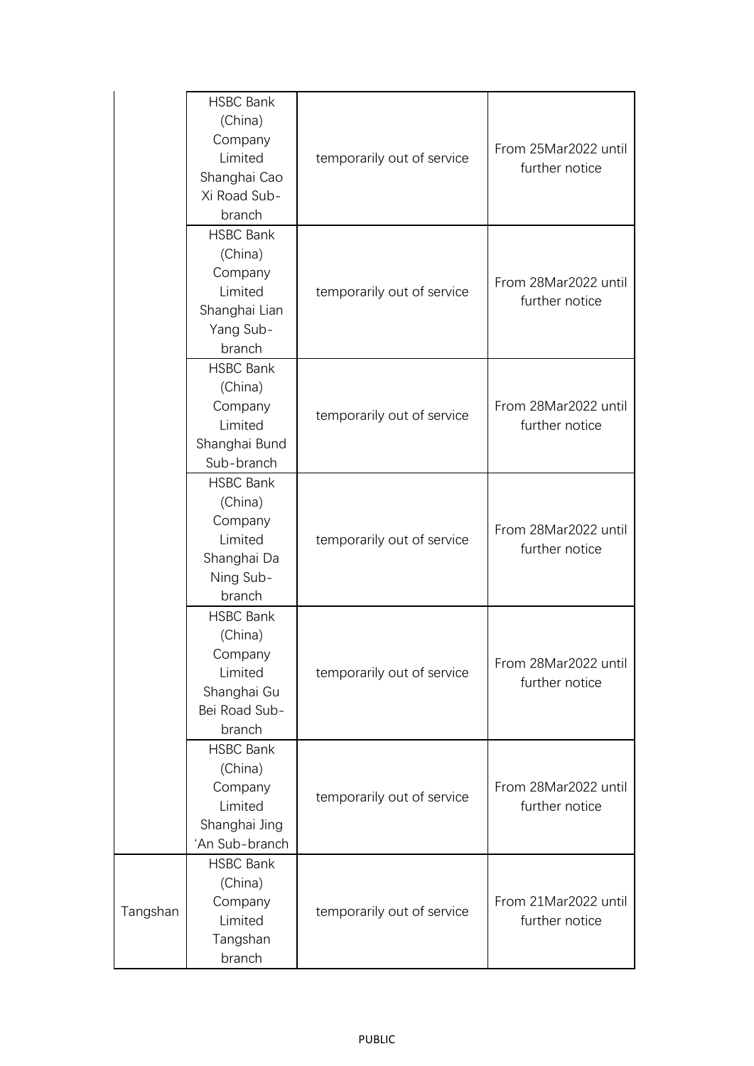| | | | |
|---|---|---|---|
| | HSBC Bank (China) Company Limited Shanghai Cao Xi Road Sub-branch | temporarily out of service | From 25Mar2022 until further notice |
| | HSBC Bank (China) Company Limited Shanghai Lian Yang Sub-branch | temporarily out of service | From 28Mar2022 until further notice |
| | HSBC Bank (China) Company Limited Shanghai Bund Sub-branch | temporarily out of service | From 28Mar2022 until further notice |
| | HSBC Bank (China) Company Limited Shanghai Da Ning Sub-branch | temporarily out of service | From 28Mar2022 until further notice |
| | HSBC Bank (China) Company Limited Shanghai Gu Bei Road Sub-branch | temporarily out of service | From 28Mar2022 until further notice |
| | HSBC Bank (China) Company Limited Shanghai Jing 'An Sub-branch | temporarily out of service | From 28Mar2022 until further notice |
| Tangshan | HSBC Bank (China) Company Limited Tangshan branch | temporarily out of service | From 21Mar2022 until further notice |

PUBLIC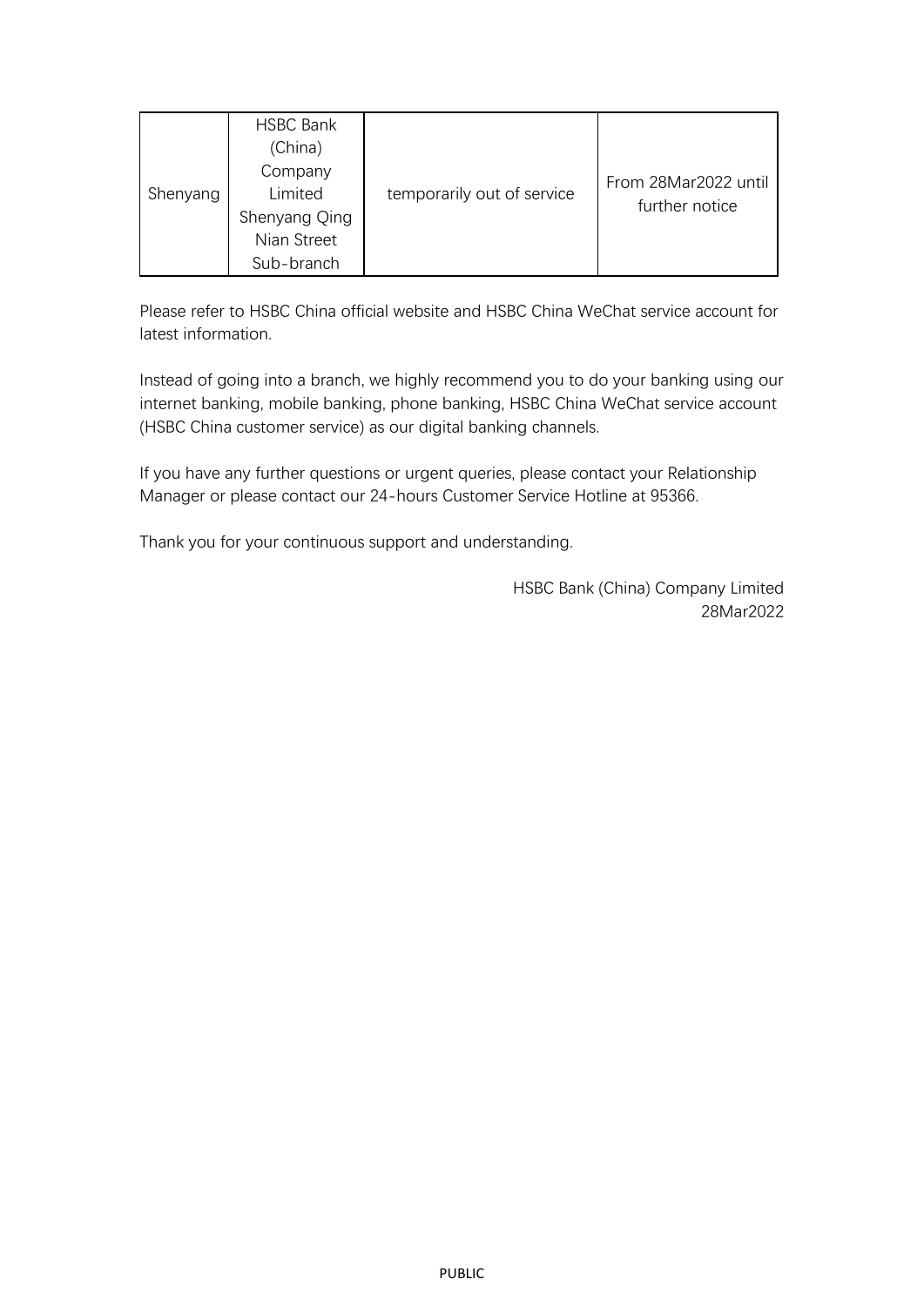| | | | |
|---|---|---|---|
| Shenyang | HSBC Bank (China) Company Limited Shenyang Qing Nian Street Sub-branch | temporarily out of service | From 28Mar2022 until further notice |

Please refer to HSBC China official website and HSBC China WeChat service account for latest information.

Instead of going into a branch, we highly recommend you to do your banking using our internet banking, mobile banking, phone banking, HSBC China WeChat service account (HSBC China customer service) as our digital banking channels.

If you have any further questions or urgent queries, please contact your Relationship Manager or please contact our 24-hours Customer Service Hotline at 95366.

Thank you for your continuous support and understanding.

HSBC Bank (China) Company Limited
28Mar2022

PUBLIC